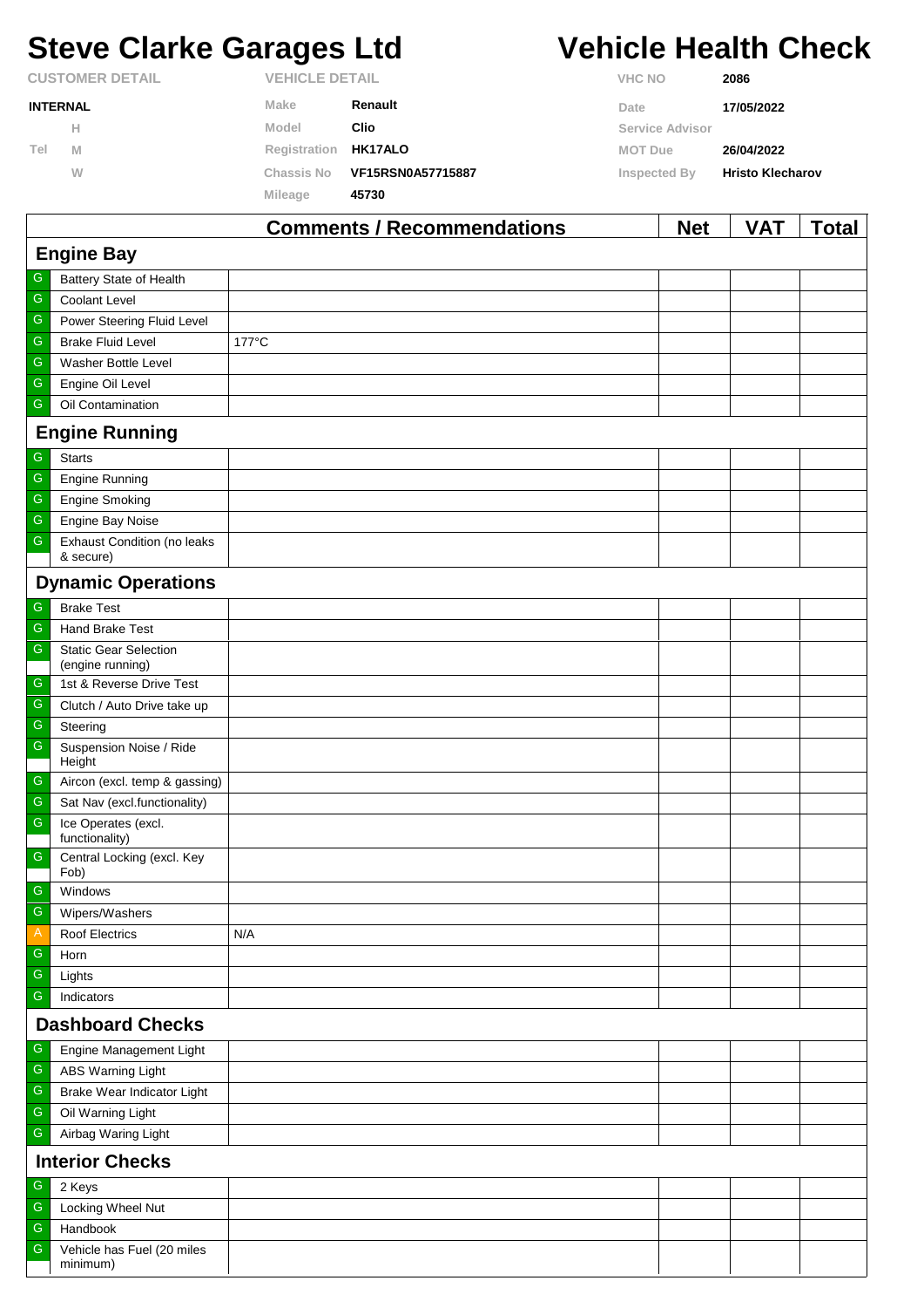# Steve Clarke Garages Ltd

# Vehicle Health Check

| CUSTOMER DETAIL | | VEHICLE DETAIL | | VHC NO | 2086 |
|---|---|---|---|---|---|
| INTERNAL | | Make | Renault | Date | 17/05/2022 |
| | H | Model | Clio | Service Advisor | |
| Tel | M | Registration | HK17ALO | MOT Due | 26/04/2022 |
| | W | Chassis No | VF15RSN0A57715887 | Inspected By | Hristo Klecharov |
| | | Mileage | 45730 | | |

| | | Comments / Recommendations | Net | VAT | Total |
|---|---|---|---|---|---|
| **Engine Bay** | | | | | |
| G | Battery State of Health | | | | |
| G | Coolant Level | | | | |
| G | Power Steering Fluid Level | | | | |
| G | Brake Fluid Level | 177°C | | | |
| G | Washer Bottle Level | | | | |
| G | Engine Oil Level | | | | |
| G | Oil Contamination | | | | |
| **Engine Running** | | | | | |
| G | Starts | | | | |
| G | Engine Running | | | | |
| G | Engine Smoking | | | | |
| G | Engine Bay Noise | | | | |
| G | Exhaust Condition (no leaks & secure) | | | | |
| **Dynamic Operations** | | | | | |
| G | Brake Test | | | | |
| G | Hand Brake Test | | | | |
| G | Static Gear Selection (engine running) | | | | |
| G | 1st & Reverse Drive Test | | | | |
| G | Clutch / Auto Drive take up | | | | |
| G | Steering | | | | |
| G | Suspension Noise / Ride Height | | | | |
| G | Aircon (excl. temp & gassing) | | | | |
| G | Sat Nav (excl.functionality) | | | | |
| G | Ice Operates (excl. functionality) | | | | |
| G | Central Locking (excl. Key Fob) | | | | |
| G | Windows | | | | |
| G | Wipers/Washers | | | | |
| A | Roof Electrics | N/A | | | |
| G | Horn | | | | |
| G | Lights | | | | |
| G | Indicators | | | | |
| **Dashboard Checks** | | | | | |
| G | Engine Management Light | | | | |
| G | ABS Warning Light | | | | |
| G | Brake Wear Indicator Light | | | | |
| G | Oil Warning Light | | | | |
| G | Airbag Waring Light | | | | |
| **Interior Checks** | | | | | |
| G | 2 Keys | | | | |
| G | Locking Wheel Nut | | | | |
| G | Handbook | | | | |
| G | Vehicle has Fuel (20 miles minimum) | | | | |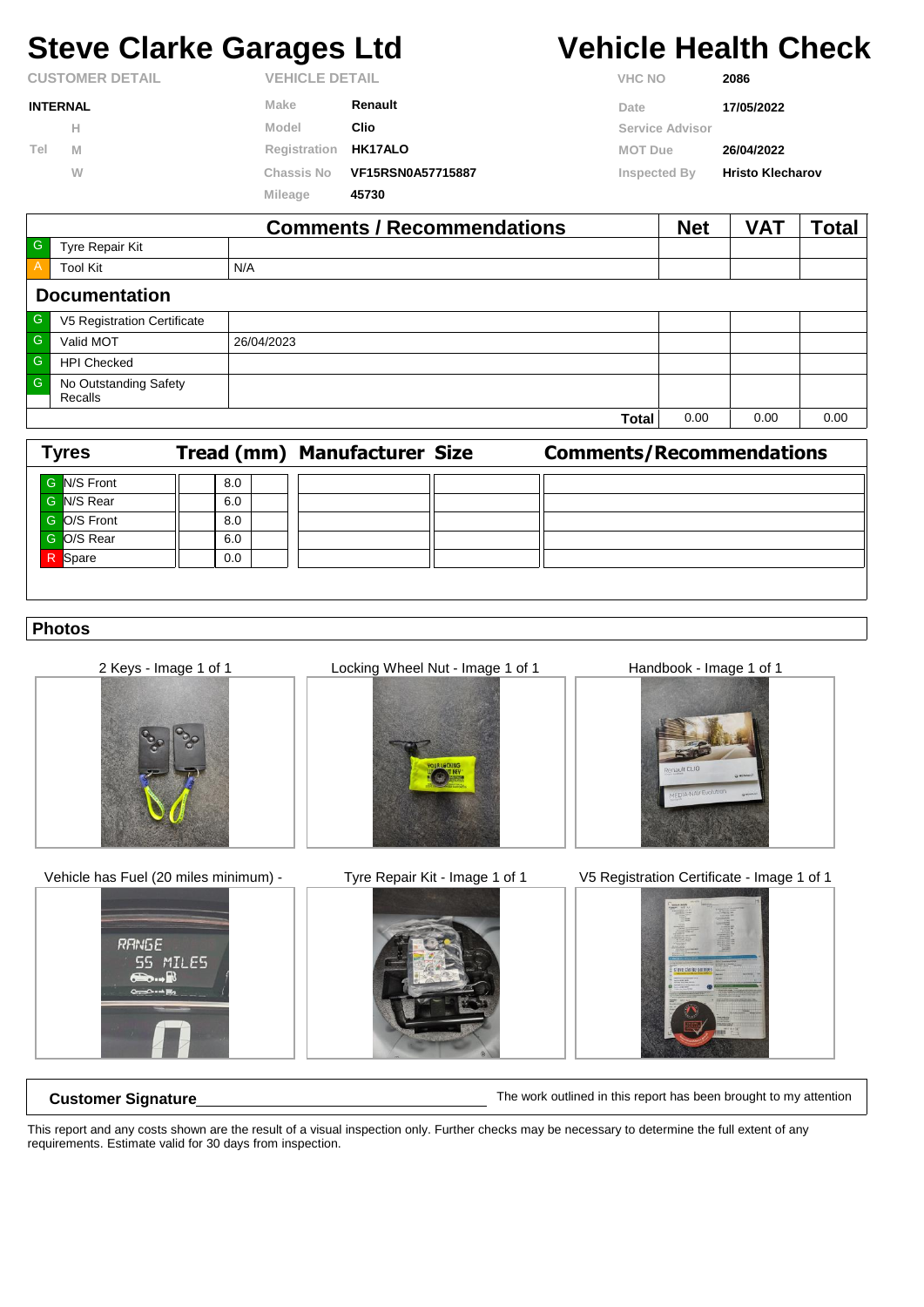# Steve Clarke Garages Ltd

# Vehicle Health Check

| CUSTOMER DETAIL | | VEHICLE DETAIL | | | |
|---|---|---|---|---|---|
| INTERNAL | | Make | Renault | VHC NO | 2086 |
| | H | Model | Clio | Date | 17/05/2022 |
| Tel | M | Registration | HK17ALO | Service Advisor | |
| | W | Chassis No | VF15RSN0A57715887 | MOT Due | 26/04/2022 |
| | | Mileage | 45730 | Inspected By | Hristo Klecharov |

| | | Comments / Recommendations | Net | VAT | Total |
|---|---|---|---|---|---|
| G | Tyre Repair Kit | | | | |
| A | Tool Kit | N/A | | | |
| **Documentation** | | | | | |
| G | V5 Registration Certificate | | | | |
| G | Valid MOT | 26/04/2023 | | | |
| G | HPI Checked | | | | |
| G | No Outstanding Safety Recalls | | | | |
| | | **Total** | 0.00 | 0.00 | 0.00 |

| Tyres | Tread (mm) | Manufacturer | Size | Comments/Recommendations |
|---|---|---|---|---|
| G N/S Front | 8.0 | | | |
| G N/S Rear | 6.0 | | | |
| G O/S Front | 8.0 | | | |
| G O/S Rear | 6.0 | | | |
| R Spare | 0.0 | | | |

## Photos

2 Keys - Image 1 of 1

Locking Wheel Nut - Image 1 of 1

Handbook - Image 1 of 1

Vehicle has Fuel (20 miles minimum) -

Tyre Repair Kit - Image 1 of 1

V5 Registration Certificate - Image 1 of 1

**Customer Signature**\_\_\_\_\_\_\_\_\_\_\_\_\_\_\_\_\_\_\_\_\_\_\_\_\_\_\_\_\_\_ The work outlined in this report has been brought to my attention

This report and any costs shown are the result of a visual inspection only. Further checks may be necessary to determine the full extent of any requirements. Estimate valid for 30 days from inspection.